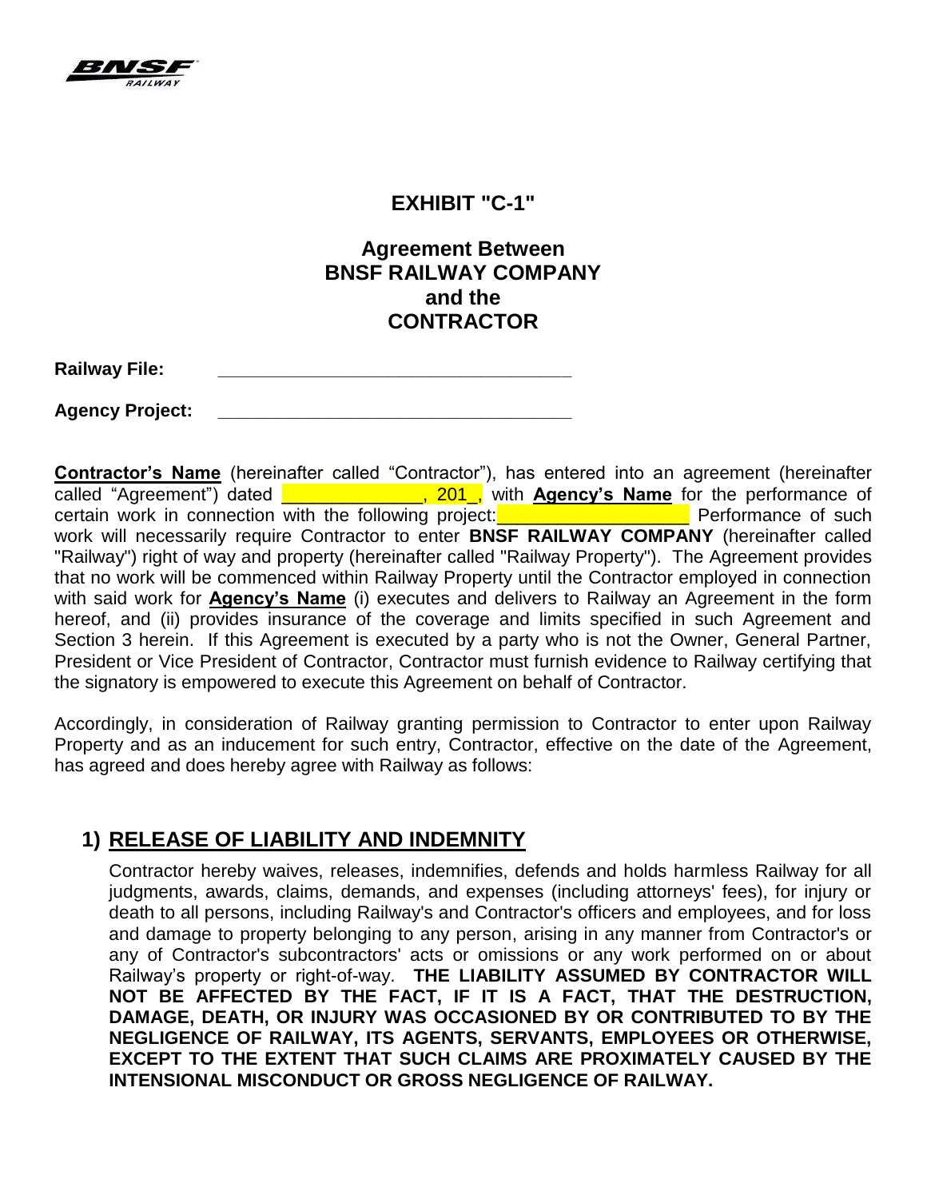# EXHIBIT "C-1"

## Agreement Between BNSF RAILWAY COMPANY and the CONTRACTOR

**Railway File:** ___________________________________

**Agency Project:** ___________________________________

**Contractor's Name** (hereinafter called "Contractor"), has entered into an agreement (hereinafter called "Agreement") dated ______________, 201_, with **Agency's Name** for the performance of certain work in connection with the following project:___________________ Performance of such work will necessarily require Contractor to enter **BNSF RAILWAY COMPANY** (hereinafter called "Railway") right of way and property (hereinafter called "Railway Property"). The Agreement provides that no work will be commenced within Railway Property until the Contractor employed in connection with said work for **Agency's Name** (i) executes and delivers to Railway an Agreement in the form hereof, and (ii) provides insurance of the coverage and limits specified in such Agreement and Section 3 herein. If this Agreement is executed by a party who is not the Owner, General Partner, President or Vice President of Contractor, Contractor must furnish evidence to Railway certifying that the signatory is empowered to execute this Agreement on behalf of Contractor.

Accordingly, in consideration of Railway granting permission to Contractor to enter upon Railway Property and as an inducement for such entry, Contractor, effective on the date of the Agreement, has agreed and does hereby agree with Railway as follows:

## 1) RELEASE OF LIABILITY AND INDEMNITY

Contractor hereby waives, releases, indemnifies, defends and holds harmless Railway for all judgments, awards, claims, demands, and expenses (including attorneys' fees), for injury or death to all persons, including Railway's and Contractor's officers and employees, and for loss and damage to property belonging to any person, arising in any manner from Contractor's or any of Contractor's subcontractors' acts or omissions or any work performed on or about Railway's property or right-of-way. **THE LIABILITY ASSUMED BY CONTRACTOR WILL NOT BE AFFECTED BY THE FACT, IF IT IS A FACT, THAT THE DESTRUCTION, DAMAGE, DEATH, OR INJURY WAS OCCASIONED BY OR CONTRIBUTED TO BY THE NEGLIGENCE OF RAILWAY, ITS AGENTS, SERVANTS, EMPLOYEES OR OTHERWISE, EXCEPT TO THE EXTENT THAT SUCH CLAIMS ARE PROXIMATELY CAUSED BY THE INTENSIONAL MISCONDUCT OR GROSS NEGLIGENCE OF RAILWAY.**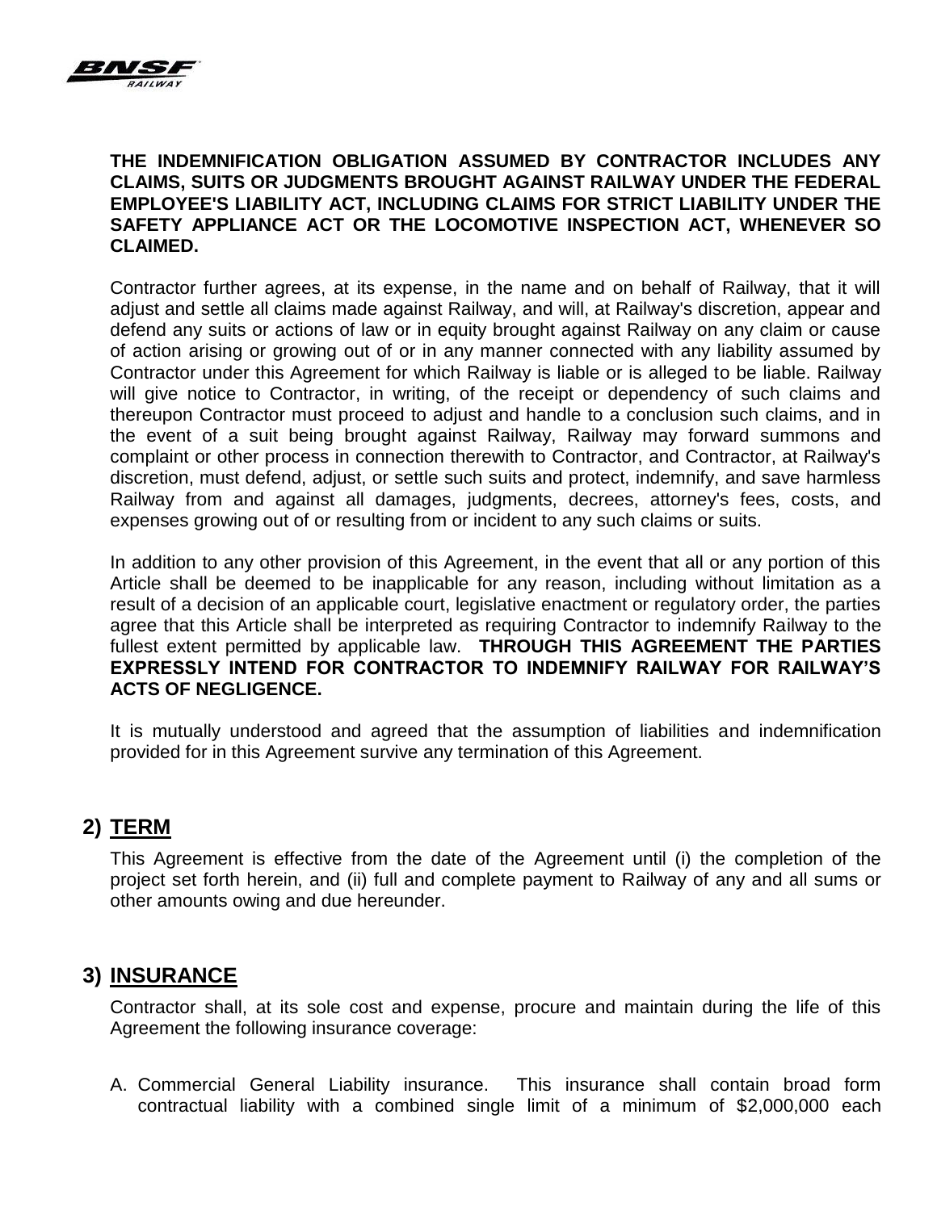**THE INDEMNIFICATION OBLIGATION ASSUMED BY CONTRACTOR INCLUDES ANY CLAIMS, SUITS OR JUDGMENTS BROUGHT AGAINST RAILWAY UNDER THE FEDERAL EMPLOYEE'S LIABILITY ACT, INCLUDING CLAIMS FOR STRICT LIABILITY UNDER THE SAFETY APPLIANCE ACT OR THE LOCOMOTIVE INSPECTION ACT, WHENEVER SO CLAIMED.**

Contractor further agrees, at its expense, in the name and on behalf of Railway, that it will adjust and settle all claims made against Railway, and will, at Railway's discretion, appear and defend any suits or actions of law or in equity brought against Railway on any claim or cause of action arising or growing out of or in any manner connected with any liability assumed by Contractor under this Agreement for which Railway is liable or is alleged to be liable. Railway will give notice to Contractor, in writing, of the receipt or dependency of such claims and thereupon Contractor must proceed to adjust and handle to a conclusion such claims, and in the event of a suit being brought against Railway, Railway may forward summons and complaint or other process in connection therewith to Contractor, and Contractor, at Railway's discretion, must defend, adjust, or settle such suits and protect, indemnify, and save harmless Railway from and against all damages, judgments, decrees, attorney's fees, costs, and expenses growing out of or resulting from or incident to any such claims or suits.

In addition to any other provision of this Agreement, in the event that all or any portion of this Article shall be deemed to be inapplicable for any reason, including without limitation as a result of a decision of an applicable court, legislative enactment or regulatory order, the parties agree that this Article shall be interpreted as requiring Contractor to indemnify Railway to the fullest extent permitted by applicable law. **THROUGH THIS AGREEMENT THE PARTIES EXPRESSLY INTEND FOR CONTRACTOR TO INDEMNIFY RAILWAY FOR RAILWAY'S ACTS OF NEGLIGENCE.**

It is mutually understood and agreed that the assumption of liabilities and indemnification provided for in this Agreement survive any termination of this Agreement.

## 2) TERM

This Agreement is effective from the date of the Agreement until (i) the completion of the project set forth herein, and (ii) full and complete payment to Railway of any and all sums or other amounts owing and due hereunder.

## 3) INSURANCE

Contractor shall, at its sole cost and expense, procure and maintain during the life of this Agreement the following insurance coverage:

A. Commercial General Liability insurance. This insurance shall contain broad form contractual liability with a combined single limit of a minimum of $2,000,000 each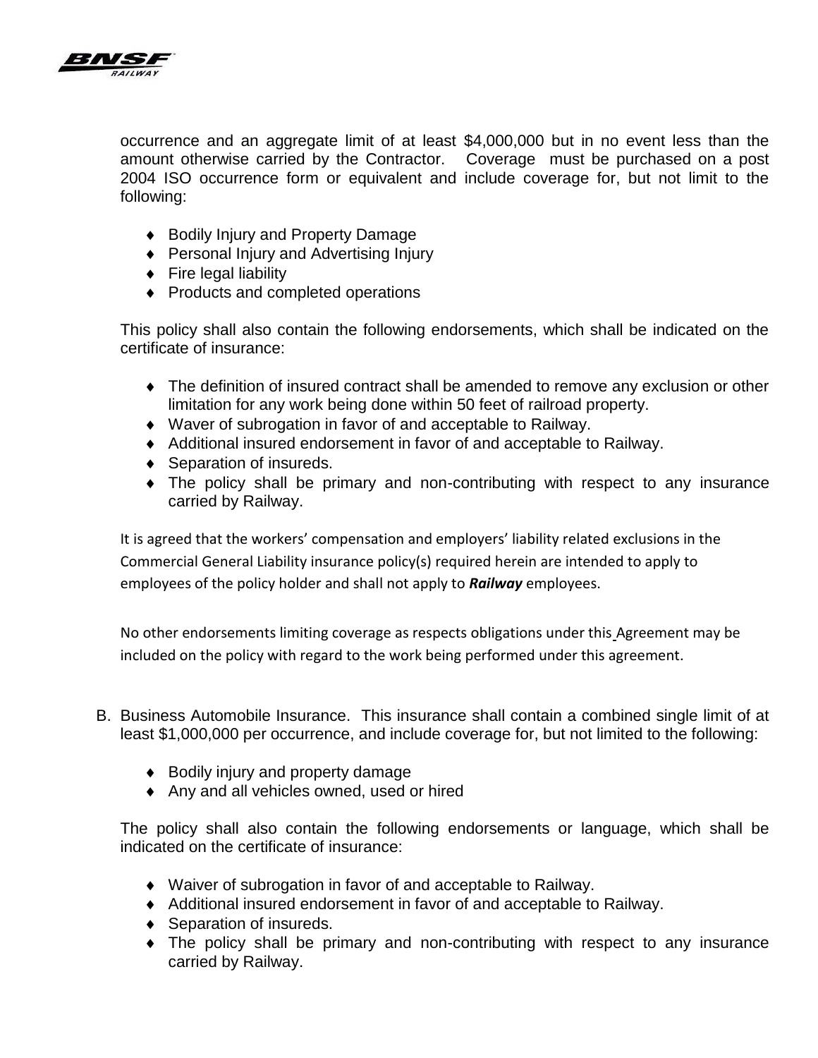occurrence and an aggregate limit of at least $4,000,000 but in no event less than the amount otherwise carried by the Contractor. Coverage must be purchased on a post 2004 ISO occurrence form or equivalent and include coverage for, but not limit to the following:

- Bodily Injury and Property Damage
- Personal Injury and Advertising Injury
- Fire legal liability
- Products and completed operations

This policy shall also contain the following endorsements, which shall be indicated on the certificate of insurance:

- The definition of insured contract shall be amended to remove any exclusion or other limitation for any work being done within 50 feet of railroad property.
- Waver of subrogation in favor of and acceptable to Railway.
- Additional insured endorsement in favor of and acceptable to Railway.
- Separation of insureds.
- The policy shall be primary and non-contributing with respect to any insurance carried by Railway.

It is agreed that the workers' compensation and employers' liability related exclusions in the Commercial General Liability insurance policy(s) required herein are intended to apply to employees of the policy holder and shall not apply to ***Railway*** employees.

No other endorsements limiting coverage as respects obligations under this Agreement may be included on the policy with regard to the work being performed under this agreement.

B. Business Automobile Insurance. This insurance shall contain a combined single limit of at least $1,000,000 per occurrence, and include coverage for, but not limited to the following:

- Bodily injury and property damage
- Any and all vehicles owned, used or hired

The policy shall also contain the following endorsements or language, which shall be indicated on the certificate of insurance:

- Waiver of subrogation in favor of and acceptable to Railway.
- Additional insured endorsement in favor of and acceptable to Railway.
- Separation of insureds.
- The policy shall be primary and non-contributing with respect to any insurance carried by Railway.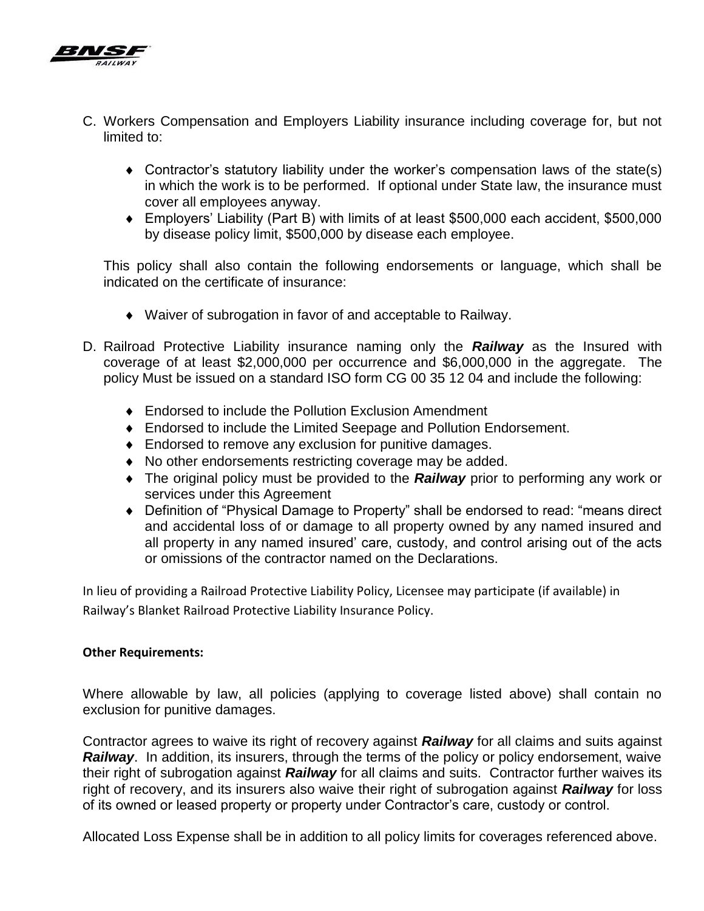C. Workers Compensation and Employers Liability insurance including coverage for, but not limited to:

- Contractor's statutory liability under the worker's compensation laws of the state(s) in which the work is to be performed. If optional under State law, the insurance must cover all employees anyway.
- Employers' Liability (Part B) with limits of at least $500,000 each accident, $500,000 by disease policy limit, $500,000 by disease each employee.

This policy shall also contain the following endorsements or language, which shall be indicated on the certificate of insurance:

- Waiver of subrogation in favor of and acceptable to Railway.

D. Railroad Protective Liability insurance naming only the ***Railway*** as the Insured with coverage of at least $2,000,000 per occurrence and $6,000,000 in the aggregate. The policy Must be issued on a standard ISO form CG 00 35 12 04 and include the following:

- Endorsed to include the Pollution Exclusion Amendment
- Endorsed to include the Limited Seepage and Pollution Endorsement.
- Endorsed to remove any exclusion for punitive damages.
- No other endorsements restricting coverage may be added.
- The original policy must be provided to the ***Railway*** prior to performing any work or services under this Agreement
- Definition of "Physical Damage to Property" shall be endorsed to read: "means direct and accidental loss of or damage to all property owned by any named insured and all property in any named insured' care, custody, and control arising out of the acts or omissions of the contractor named on the Declarations.

In lieu of providing a Railroad Protective Liability Policy, Licensee may participate (if available) in Railway's Blanket Railroad Protective Liability Insurance Policy.

**Other Requirements:**

Where allowable by law, all policies (applying to coverage listed above) shall contain no exclusion for punitive damages.

Contractor agrees to waive its right of recovery against ***Railway*** for all claims and suits against ***Railway***. In addition, its insurers, through the terms of the policy or policy endorsement, waive their right of subrogation against ***Railway*** for all claims and suits. Contractor further waives its right of recovery, and its insurers also waive their right of subrogation against ***Railway*** for loss of its owned or leased property or property under Contractor's care, custody or control.

Allocated Loss Expense shall be in addition to all policy limits for coverages referenced above.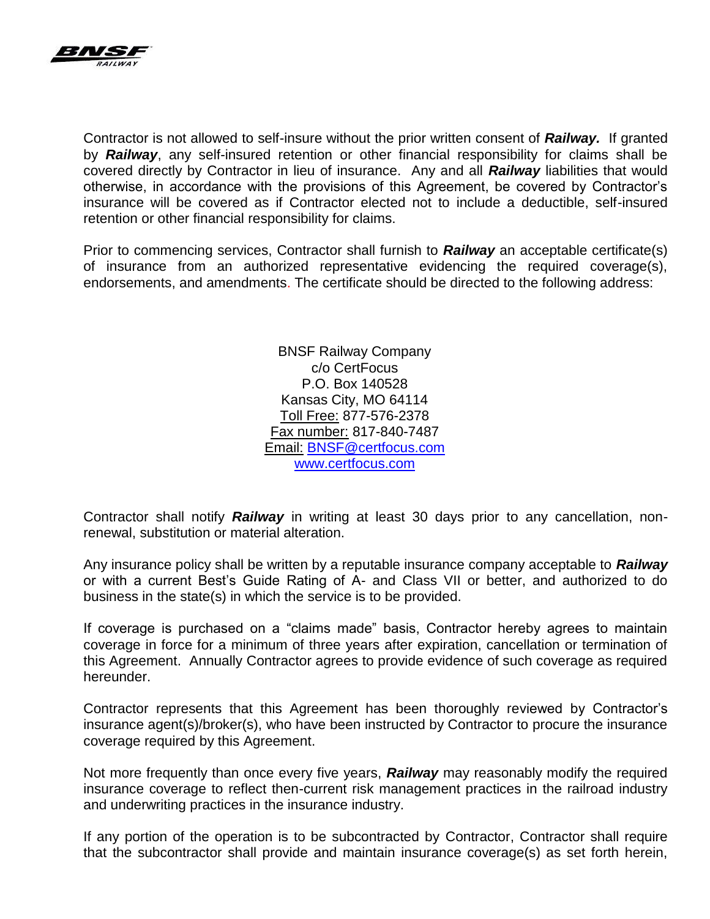Contractor is not allowed to self-insure without the prior written consent of ***Railway.*** If granted by ***Railway***, any self-insured retention or other financial responsibility for claims shall be covered directly by Contractor in lieu of insurance. Any and all ***Railway*** liabilities that would otherwise, in accordance with the provisions of this Agreement, be covered by Contractor's insurance will be covered as if Contractor elected not to include a deductible, self-insured retention or other financial responsibility for claims.

Prior to commencing services, Contractor shall furnish to ***Railway*** an acceptable certificate(s) of insurance from an authorized representative evidencing the required coverage(s), endorsements, and amendments. The certificate should be directed to the following address:

BNSF Railway Company
c/o CertFocus
P.O. Box 140528
Kansas City, MO 64114
Toll Free: 877-576-2378
Fax number: 817-840-7487
Email: BNSF@certfocus.com
www.certfocus.com

Contractor shall notify ***Railway*** in writing at least 30 days prior to any cancellation, non-renewal, substitution or material alteration.

Any insurance policy shall be written by a reputable insurance company acceptable to ***Railway*** or with a current Best's Guide Rating of A- and Class VII or better, and authorized to do business in the state(s) in which the service is to be provided.

If coverage is purchased on a "claims made" basis, Contractor hereby agrees to maintain coverage in force for a minimum of three years after expiration, cancellation or termination of this Agreement. Annually Contractor agrees to provide evidence of such coverage as required hereunder.

Contractor represents that this Agreement has been thoroughly reviewed by Contractor's insurance agent(s)/broker(s), who have been instructed by Contractor to procure the insurance coverage required by this Agreement.

Not more frequently than once every five years, ***Railway*** may reasonably modify the required insurance coverage to reflect then-current risk management practices in the railroad industry and underwriting practices in the insurance industry.

If any portion of the operation is to be subcontracted by Contractor, Contractor shall require that the subcontractor shall provide and maintain insurance coverage(s) as set forth herein,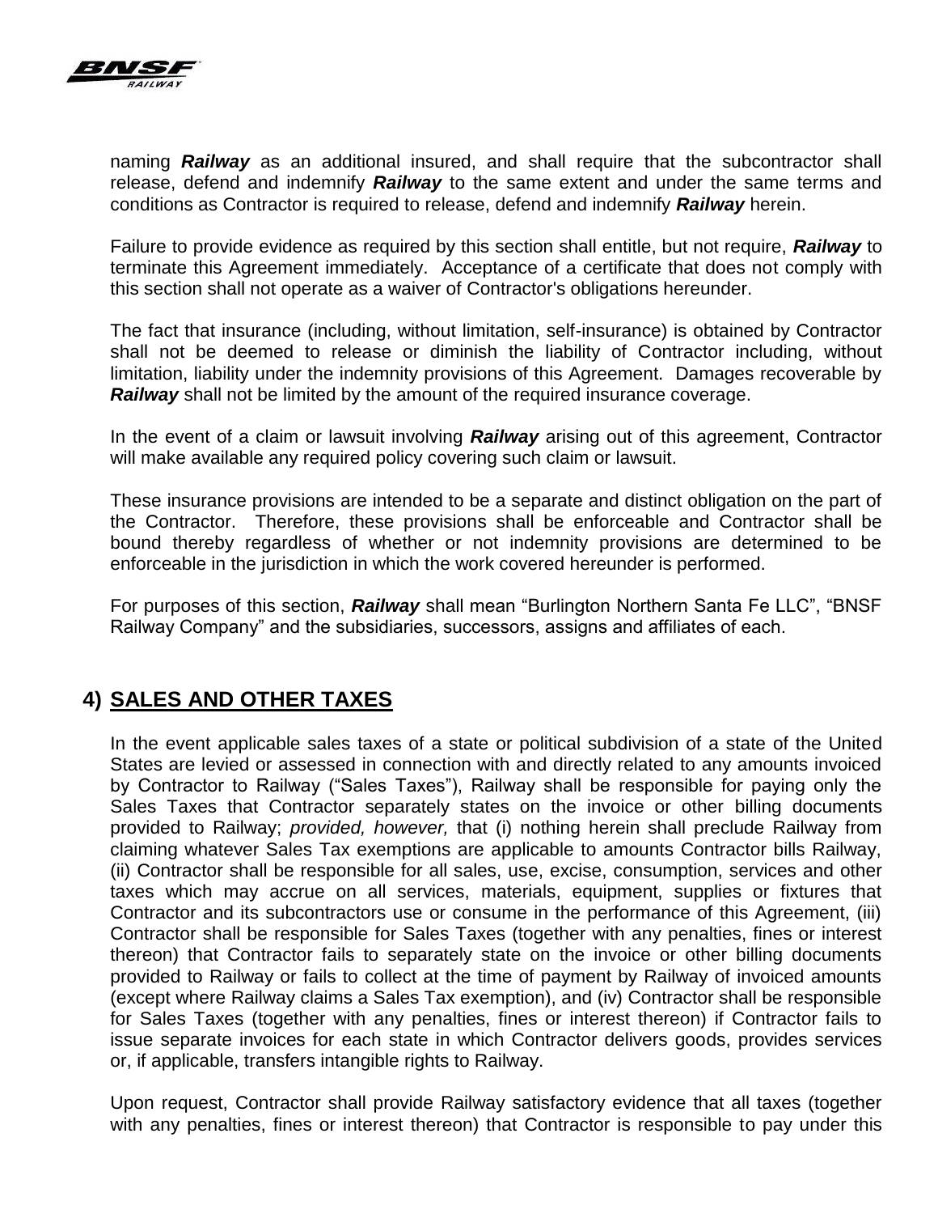naming ***Railway*** as an additional insured, and shall require that the subcontractor shall release, defend and indemnify ***Railway*** to the same extent and under the same terms and conditions as Contractor is required to release, defend and indemnify ***Railway*** herein.

Failure to provide evidence as required by this section shall entitle, but not require, ***Railway*** to terminate this Agreement immediately. Acceptance of a certificate that does not comply with this section shall not operate as a waiver of Contractor's obligations hereunder.

The fact that insurance (including, without limitation, self-insurance) is obtained by Contractor shall not be deemed to release or diminish the liability of Contractor including, without limitation, liability under the indemnity provisions of this Agreement. Damages recoverable by ***Railway*** shall not be limited by the amount of the required insurance coverage.

In the event of a claim or lawsuit involving ***Railway*** arising out of this agreement, Contractor will make available any required policy covering such claim or lawsuit.

These insurance provisions are intended to be a separate and distinct obligation on the part of the Contractor. Therefore, these provisions shall be enforceable and Contractor shall be bound thereby regardless of whether or not indemnity provisions are determined to be enforceable in the jurisdiction in which the work covered hereunder is performed.

For purposes of this section, ***Railway*** shall mean "Burlington Northern Santa Fe LLC", "BNSF Railway Company" and the subsidiaries, successors, assigns and affiliates of each.

## 4) SALES AND OTHER TAXES

In the event applicable sales taxes of a state or political subdivision of a state of the United States are levied or assessed in connection with and directly related to any amounts invoiced by Contractor to Railway ("Sales Taxes"), Railway shall be responsible for paying only the Sales Taxes that Contractor separately states on the invoice or other billing documents provided to Railway; *provided, however,* that (i) nothing herein shall preclude Railway from claiming whatever Sales Tax exemptions are applicable to amounts Contractor bills Railway, (ii) Contractor shall be responsible for all sales, use, excise, consumption, services and other taxes which may accrue on all services, materials, equipment, supplies or fixtures that Contractor and its subcontractors use or consume in the performance of this Agreement, (iii) Contractor shall be responsible for Sales Taxes (together with any penalties, fines or interest thereon) that Contractor fails to separately state on the invoice or other billing documents provided to Railway or fails to collect at the time of payment by Railway of invoiced amounts (except where Railway claims a Sales Tax exemption), and (iv) Contractor shall be responsible for Sales Taxes (together with any penalties, fines or interest thereon) if Contractor fails to issue separate invoices for each state in which Contractor delivers goods, provides services or, if applicable, transfers intangible rights to Railway.

Upon request, Contractor shall provide Railway satisfactory evidence that all taxes (together with any penalties, fines or interest thereon) that Contractor is responsible to pay under this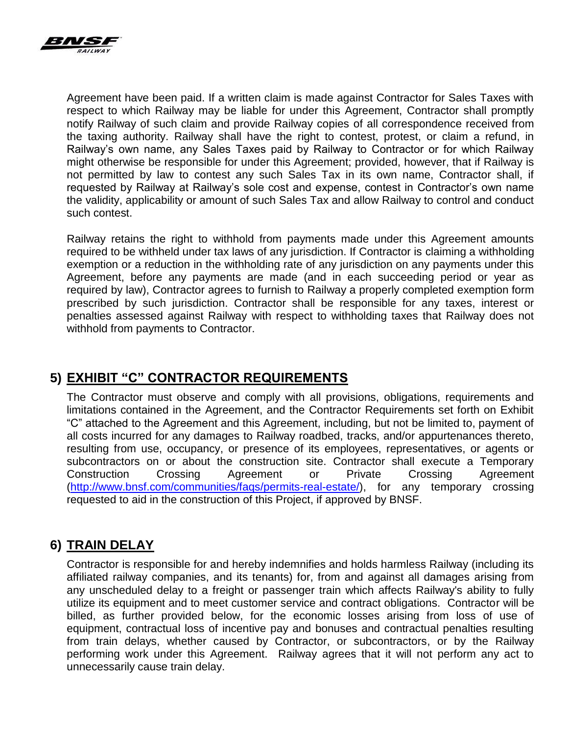Agreement have been paid. If a written claim is made against Contractor for Sales Taxes with respect to which Railway may be liable for under this Agreement, Contractor shall promptly notify Railway of such claim and provide Railway copies of all correspondence received from the taxing authority. Railway shall have the right to contest, protest, or claim a refund, in Railway's own name, any Sales Taxes paid by Railway to Contractor or for which Railway might otherwise be responsible for under this Agreement; provided, however, that if Railway is not permitted by law to contest any such Sales Tax in its own name, Contractor shall, if requested by Railway at Railway's sole cost and expense, contest in Contractor's own name the validity, applicability or amount of such Sales Tax and allow Railway to control and conduct such contest.

Railway retains the right to withhold from payments made under this Agreement amounts required to be withheld under tax laws of any jurisdiction. If Contractor is claiming a withholding exemption or a reduction in the withholding rate of any jurisdiction on any payments under this Agreement, before any payments are made (and in each succeeding period or year as required by law), Contractor agrees to furnish to Railway a properly completed exemption form prescribed by such jurisdiction. Contractor shall be responsible for any taxes, interest or penalties assessed against Railway with respect to withholding taxes that Railway does not withhold from payments to Contractor.

## 5) EXHIBIT "C" CONTRACTOR REQUIREMENTS

The Contractor must observe and comply with all provisions, obligations, requirements and limitations contained in the Agreement, and the Contractor Requirements set forth on Exhibit "C" attached to the Agreement and this Agreement, including, but not limited to, payment of all costs incurred for any damages to Railway roadbed, tracks, and/or appurtenances thereto, resulting from use, occupancy, or presence of its employees, representatives, or agents or subcontractors on or about the construction site. Contractor shall execute a Temporary Construction Crossing Agreement or Private Crossing Agreement (http://www.bnsf.com/communities/faqs/permits-real-estate/), for any temporary crossing requested to aid in the construction of this Project, if approved by BNSF.

## 6) TRAIN DELAY

Contractor is responsible for and hereby indemnifies and holds harmless Railway (including its affiliated railway companies, and its tenants) for, from and against all damages arising from any unscheduled delay to a freight or passenger train which affects Railway's ability to fully utilize its equipment and to meet customer service and contract obligations. Contractor will be billed, as further provided below, for the economic losses arising from loss of use of equipment, contractual loss of incentive pay and bonuses and contractual penalties resulting from train delays, whether caused by Contractor, or subcontractors, or by the Railway performing work under this Agreement. Railway agrees that it will not perform any act to unnecessarily cause train delay.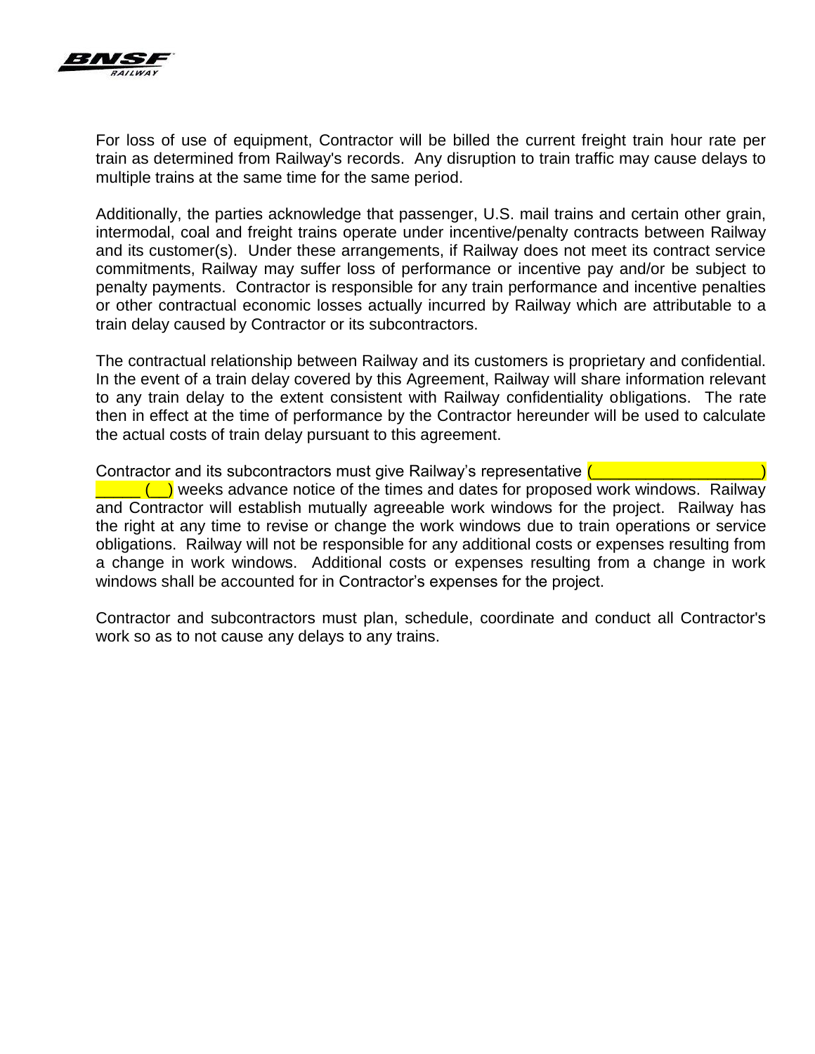For loss of use of equipment, Contractor will be billed the current freight train hour rate per train as determined from Railway's records. Any disruption to train traffic may cause delays to multiple trains at the same time for the same period.

Additionally, the parties acknowledge that passenger, U.S. mail trains and certain other grain, intermodal, coal and freight trains operate under incentive/penalty contracts between Railway and its customer(s). Under these arrangements, if Railway does not meet its contract service commitments, Railway may suffer loss of performance or incentive pay and/or be subject to penalty payments. Contractor is responsible for any train performance and incentive penalties or other contractual economic losses actually incurred by Railway which are attributable to a train delay caused by Contractor or its subcontractors.

The contractual relationship between Railway and its customers is proprietary and confidential. In the event of a train delay covered by this Agreement, Railway will share information relevant to any train delay to the extent consistent with Railway confidentiality obligations. The rate then in effect at the time of performance by the Contractor hereunder will be used to calculate the actual costs of train delay pursuant to this agreement.

Contractor and its subcontractors must give Railway's representative (___________________) _____ (__) weeks advance notice of the times and dates for proposed work windows. Railway and Contractor will establish mutually agreeable work windows for the project. Railway has the right at any time to revise or change the work windows due to train operations or service obligations. Railway will not be responsible for any additional costs or expenses resulting from a change in work windows. Additional costs or expenses resulting from a change in work windows shall be accounted for in Contractor's expenses for the project.

Contractor and subcontractors must plan, schedule, coordinate and conduct all Contractor's work so as to not cause any delays to any trains.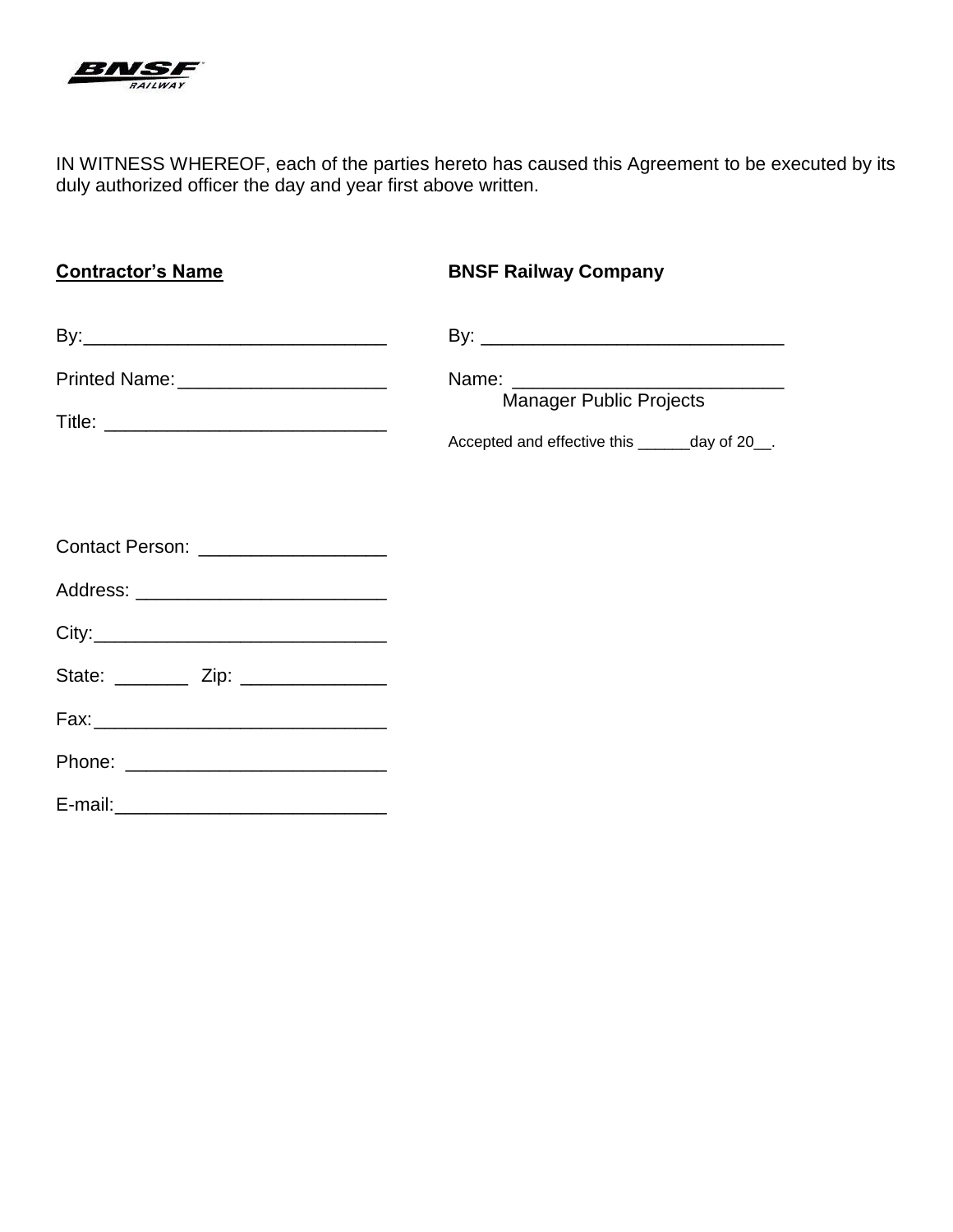IN WITNESS WHEREOF, each of the parties hereto has caused this Agreement to be executed by its duly authorized officer the day and year first above written.

**Contractor's Name**

By:_____________________________

Printed Name:____________________

Title: ___________________________

Contact Person: _________________

Address: _______________________

City:____________________________

State: _______ Zip: ______________

Fax:____________________________

Phone: ________________________

E-mail:_________________________

**BNSF Railway Company**

By: _____________________________

Name: __________________________
Manager Public Projects

Accepted and effective this ______day of 20__.